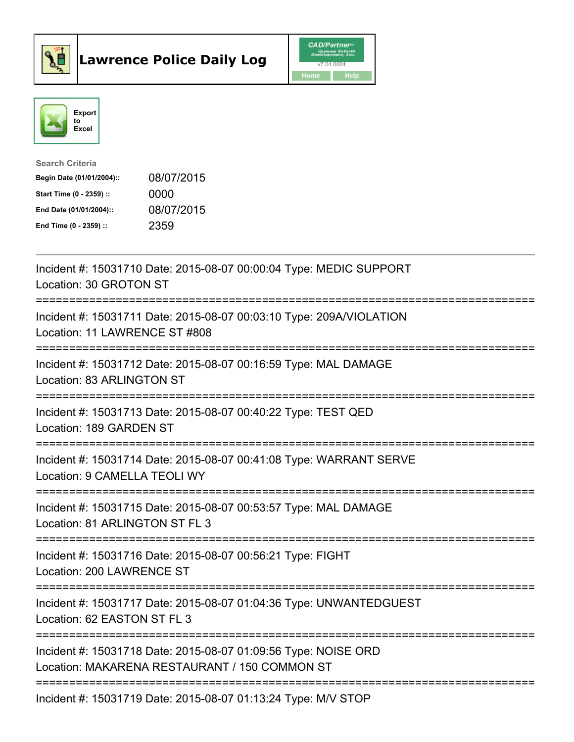# Lawrence Police Daily Log

CAD/Partner™ Queues Enforth Development, Inc.
v7.04.0004

Home Help

Export to Excel

Search Criteria

| | |
|---|---|
| **Begin Date (01/01/2004)::** | 08/07/2015 |
| **Start Time (0 - 2359) ::** | 0000 |
| **End Date (01/01/2004)::** | 08/07/2015 |
| **End Time (0 - 2359) ::** | 2359 |

Incident #: 15031710 Date: 2015-08-07 00:00:04 Type: MEDIC SUPPORT
Location: 30 GROTON ST

===========================================================================

Incident #: 15031711 Date: 2015-08-07 00:03:10 Type: 209A/VIOLATION
Location: 11 LAWRENCE ST #808

===========================================================================

Incident #: 15031712 Date: 2015-08-07 00:16:59 Type: MAL DAMAGE
Location: 83 ARLINGTON ST

===========================================================================

Incident #: 15031713 Date: 2015-08-07 00:40:22 Type: TEST QED
Location: 189 GARDEN ST

===========================================================================

Incident #: 15031714 Date: 2015-08-07 00:41:08 Type: WARRANT SERVE
Location: 9 CAMELLA TEOLI WY

===========================================================================

Incident #: 15031715 Date: 2015-08-07 00:53:57 Type: MAL DAMAGE
Location: 81 ARLINGTON ST FL 3

===========================================================================

Incident #: 15031716 Date: 2015-08-07 00:56:21 Type: FIGHT
Location: 200 LAWRENCE ST

===========================================================================

Incident #: 15031717 Date: 2015-08-07 01:04:36 Type: UNWANTEDGUEST
Location: 62 EASTON ST FL 3

===========================================================================

Incident #: 15031718 Date: 2015-08-07 01:09:56 Type: NOISE ORD
Location: MAKARENA RESTAURANT / 150 COMMON ST

===========================================================================

Incident #: 15031719 Date: 2015-08-07 01:13:24 Type: M/V STOP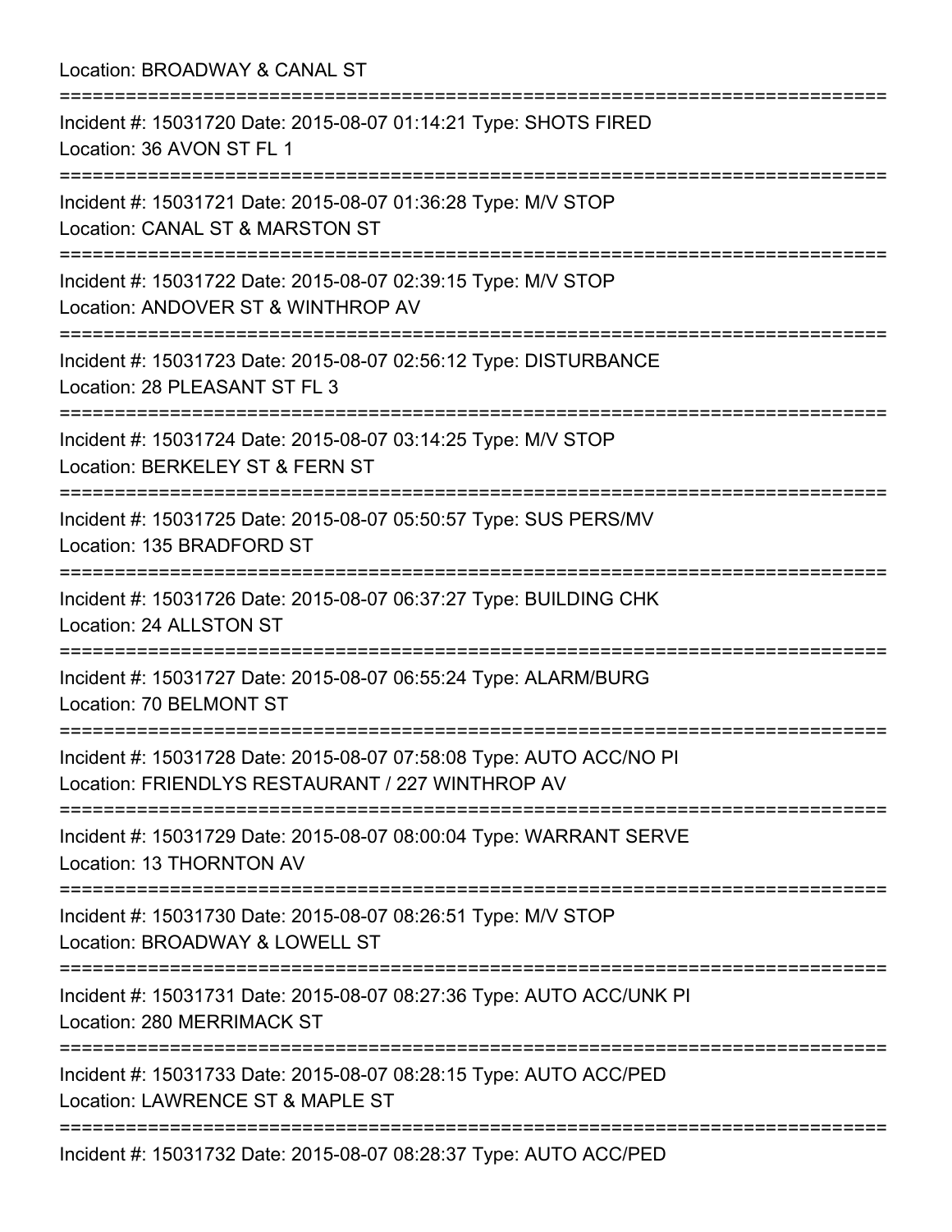Location: BROADWAY & CANAL ST

===========================================================================

Incident #: 15031720 Date: 2015-08-07 01:14:21 Type: SHOTS FIRED
Location: 36 AVON ST FL 1

===========================================================================

Incident #: 15031721 Date: 2015-08-07 01:36:28 Type: M/V STOP
Location: CANAL ST & MARSTON ST

===========================================================================

Incident #: 15031722 Date: 2015-08-07 02:39:15 Type: M/V STOP
Location: ANDOVER ST & WINTHROP AV

===========================================================================

Incident #: 15031723 Date: 2015-08-07 02:56:12 Type: DISTURBANCE
Location: 28 PLEASANT ST FL 3

===========================================================================

Incident #: 15031724 Date: 2015-08-07 03:14:25 Type: M/V STOP
Location: BERKELEY ST & FERN ST

===========================================================================

Incident #: 15031725 Date: 2015-08-07 05:50:57 Type: SUS PERS/MV
Location: 135 BRADFORD ST

===========================================================================

Incident #: 15031726 Date: 2015-08-07 06:37:27 Type: BUILDING CHK
Location: 24 ALLSTON ST

===========================================================================

Incident #: 15031727 Date: 2015-08-07 06:55:24 Type: ALARM/BURG
Location: 70 BELMONT ST

===========================================================================

Incident #: 15031728 Date: 2015-08-07 07:58:08 Type: AUTO ACC/NO PI
Location: FRIENDLYS RESTAURANT / 227 WINTHROP AV

===========================================================================

Incident #: 15031729 Date: 2015-08-07 08:00:04 Type: WARRANT SERVE
Location: 13 THORNTON AV

===========================================================================

Incident #: 15031730 Date: 2015-08-07 08:26:51 Type: M/V STOP
Location: BROADWAY & LOWELL ST

===========================================================================

Incident #: 15031731 Date: 2015-08-07 08:27:36 Type: AUTO ACC/UNK PI
Location: 280 MERRIMACK ST

===========================================================================

Incident #: 15031733 Date: 2015-08-07 08:28:15 Type: AUTO ACC/PED
Location: LAWRENCE ST & MAPLE ST

===========================================================================

Incident #: 15031732 Date: 2015-08-07 08:28:37 Type: AUTO ACC/PED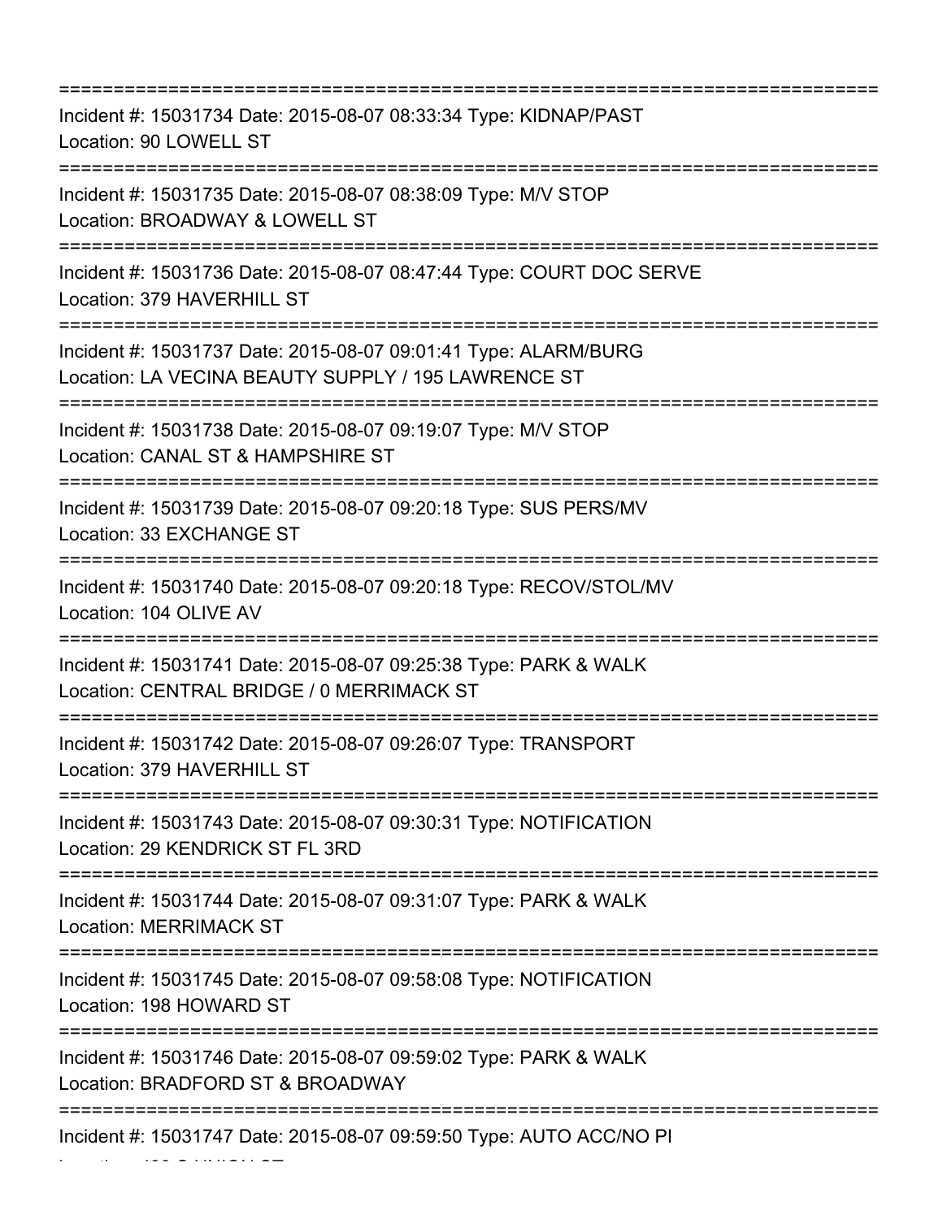===========================================================================

Incident #: 15031734 Date: 2015-08-07 08:33:34 Type: KIDNAP/PAST

Location: 90 LOWELL ST

===========================================================================

Incident #: 15031735 Date: 2015-08-07 08:38:09 Type: M/V STOP

Location: BROADWAY & LOWELL ST

===========================================================================

Incident #: 15031736 Date: 2015-08-07 08:47:44 Type: COURT DOC SERVE

Location: 379 HAVERHILL ST

===========================================================================

Incident #: 15031737 Date: 2015-08-07 09:01:41 Type: ALARM/BURG

Location: LA VECINA BEAUTY SUPPLY / 195 LAWRENCE ST

===========================================================================

Incident #: 15031738 Date: 2015-08-07 09:19:07 Type: M/V STOP

Location: CANAL ST & HAMPSHIRE ST

===========================================================================

Incident #: 15031739 Date: 2015-08-07 09:20:18 Type: SUS PERS/MV

Location: 33 EXCHANGE ST

===========================================================================

Incident #: 15031740 Date: 2015-08-07 09:20:18 Type: RECOV/STOL/MV

Location: 104 OLIVE AV

===========================================================================

Incident #: 15031741 Date: 2015-08-07 09:25:38 Type: PARK & WALK

Location: CENTRAL BRIDGE / 0 MERRIMACK ST

===========================================================================

Incident #: 15031742 Date: 2015-08-07 09:26:07 Type: TRANSPORT

Location: 379 HAVERHILL ST

===========================================================================

Incident #: 15031743 Date: 2015-08-07 09:30:31 Type: NOTIFICATION

Location: 29 KENDRICK ST FL 3RD

===========================================================================

Incident #: 15031744 Date: 2015-08-07 09:31:07 Type: PARK & WALK

Location: MERRIMACK ST

===========================================================================

Incident #: 15031745 Date: 2015-08-07 09:58:08 Type: NOTIFICATION

Location: 198 HOWARD ST

===========================================================================

Incident #: 15031746 Date: 2015-08-07 09:59:02 Type: PARK & WALK

Location: BRADFORD ST & BROADWAY

===========================================================================

Incident #: 15031747 Date: 2015-08-07 09:59:50 Type: AUTO ACC/NO PI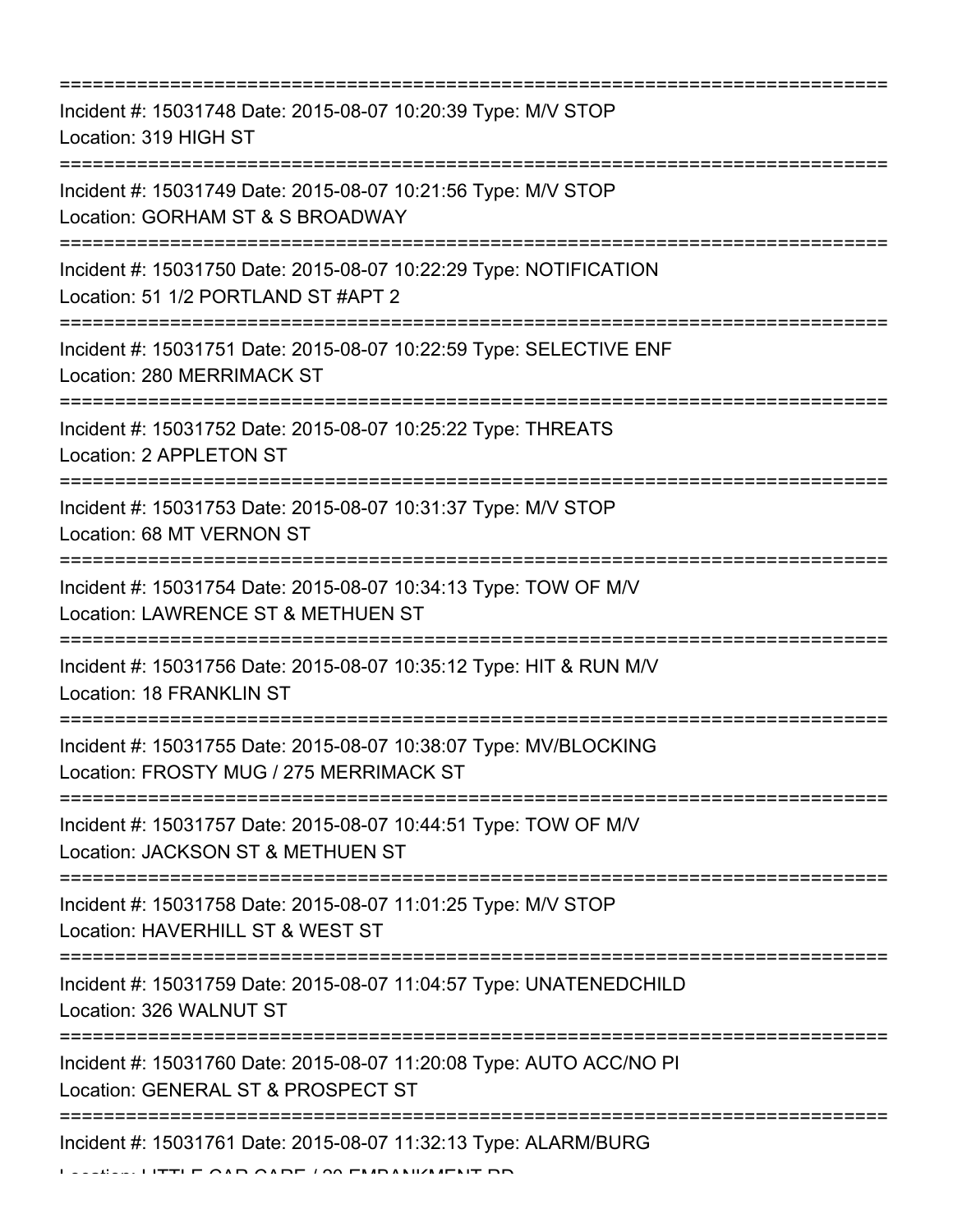===========================================================================
Incident #: 15031748 Date: 2015-08-07 10:20:39 Type: M/V STOP
Location: 319 HIGH ST
===========================================================================
Incident #: 15031749 Date: 2015-08-07 10:21:56 Type: M/V STOP
Location: GORHAM ST & S BROADWAY
===========================================================================
Incident #: 15031750 Date: 2015-08-07 10:22:29 Type: NOTIFICATION
Location: 51 1/2 PORTLAND ST #APT 2
===========================================================================
Incident #: 15031751 Date: 2015-08-07 10:22:59 Type: SELECTIVE ENF
Location: 280 MERRIMACK ST
===========================================================================
Incident #: 15031752 Date: 2015-08-07 10:25:22 Type: THREATS
Location: 2 APPLETON ST
===========================================================================
Incident #: 15031753 Date: 2015-08-07 10:31:37 Type: M/V STOP
Location: 68 MT VERNON ST
===========================================================================
Incident #: 15031754 Date: 2015-08-07 10:34:13 Type: TOW OF M/V
Location: LAWRENCE ST & METHUEN ST
===========================================================================
Incident #: 15031756 Date: 2015-08-07 10:35:12 Type: HIT & RUN M/V
Location: 18 FRANKLIN ST
===========================================================================
Incident #: 15031755 Date: 2015-08-07 10:38:07 Type: MV/BLOCKING
Location: FROSTY MUG / 275 MERRIMACK ST
===========================================================================
Incident #: 15031757 Date: 2015-08-07 10:44:51 Type: TOW OF M/V
Location: JACKSON ST & METHUEN ST
===========================================================================
Incident #: 15031758 Date: 2015-08-07 11:01:25 Type: M/V STOP
Location: HAVERHILL ST & WEST ST
===========================================================================
Incident #: 15031759 Date: 2015-08-07 11:04:57 Type: UNATENEDCHILD
Location: 326 WALNUT ST
===========================================================================
Incident #: 15031760 Date: 2015-08-07 11:20:08 Type: AUTO ACC/NO PI
Location: GENERAL ST & PROSPECT ST
===========================================================================
Incident #: 15031761 Date: 2015-08-07 11:32:13 Type: ALARM/BURG
Location: LITTLE CAR CARE / 20 EMBANKMENT RD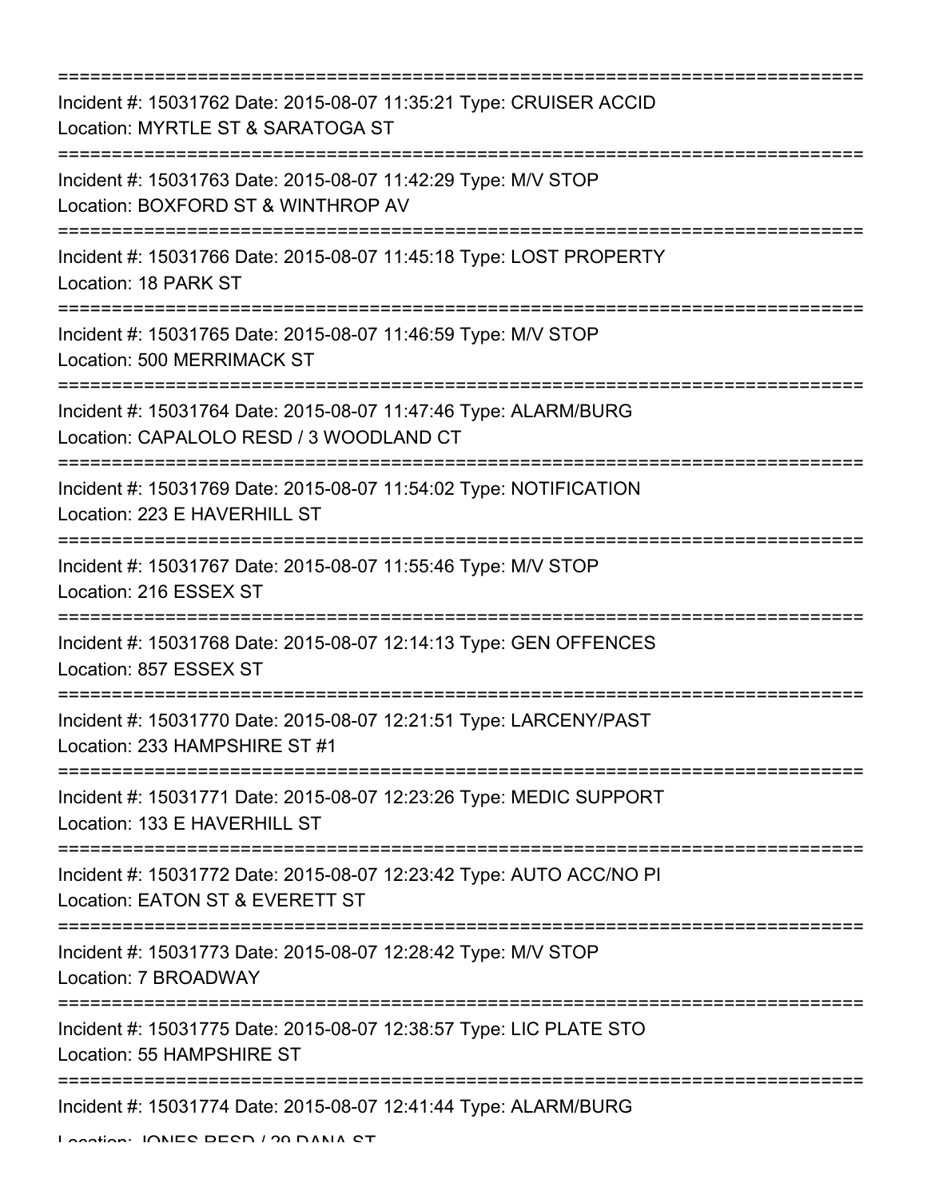===========================================================================

Incident #: 15031762 Date: 2015-08-07 11:35:21 Type: CRUISER ACCID
Location: MYRTLE ST & SARATOGA ST

===========================================================================

Incident #: 15031763 Date: 2015-08-07 11:42:29 Type: M/V STOP
Location: BOXFORD ST & WINTHROP AV

===========================================================================

Incident #: 15031766 Date: 2015-08-07 11:45:18 Type: LOST PROPERTY
Location: 18 PARK ST

===========================================================================

Incident #: 15031765 Date: 2015-08-07 11:46:59 Type: M/V STOP
Location: 500 MERRIMACK ST

===========================================================================

Incident #: 15031764 Date: 2015-08-07 11:47:46 Type: ALARM/BURG
Location: CAPALOLO RESD / 3 WOODLAND CT

===========================================================================

Incident #: 15031769 Date: 2015-08-07 11:54:02 Type: NOTIFICATION
Location: 223 E HAVERHILL ST

===========================================================================

Incident #: 15031767 Date: 2015-08-07 11:55:46 Type: M/V STOP
Location: 216 ESSEX ST

===========================================================================

Incident #: 15031768 Date: 2015-08-07 12:14:13 Type: GEN OFFENCES
Location: 857 ESSEX ST

===========================================================================

Incident #: 15031770 Date: 2015-08-07 12:21:51 Type: LARCENY/PAST
Location: 233 HAMPSHIRE ST #1

===========================================================================

Incident #: 15031771 Date: 2015-08-07 12:23:26 Type: MEDIC SUPPORT
Location: 133 E HAVERHILL ST

===========================================================================

Incident #: 15031772 Date: 2015-08-07 12:23:42 Type: AUTO ACC/NO PI
Location: EATON ST & EVERETT ST

===========================================================================

Incident #: 15031773 Date: 2015-08-07 12:28:42 Type: M/V STOP
Location: 7 BROADWAY

===========================================================================

Incident #: 15031775 Date: 2015-08-07 12:38:57 Type: LIC PLATE STO
Location: 55 HAMPSHIRE ST

===========================================================================

Incident #: 15031774 Date: 2015-08-07 12:41:44 Type: ALARM/BURG
Location: JONES RESD / 29 DANA ST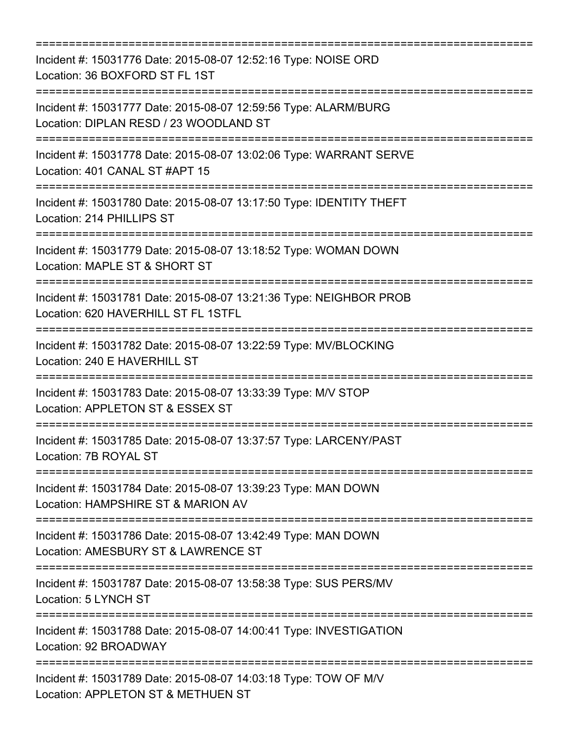===========================================================================

Incident #: 15031776 Date: 2015-08-07 12:52:16 Type: NOISE ORD
Location: 36 BOXFORD ST FL 1ST

===========================================================================

Incident #: 15031777 Date: 2015-08-07 12:59:56 Type: ALARM/BURG
Location: DIPLAN RESD / 23 WOODLAND ST

===========================================================================

Incident #: 15031778 Date: 2015-08-07 13:02:06 Type: WARRANT SERVE
Location: 401 CANAL ST #APT 15

===========================================================================

Incident #: 15031780 Date: 2015-08-07 13:17:50 Type: IDENTITY THEFT
Location: 214 PHILLIPS ST

===========================================================================

Incident #: 15031779 Date: 2015-08-07 13:18:52 Type: WOMAN DOWN
Location: MAPLE ST & SHORT ST

===========================================================================

Incident #: 15031781 Date: 2015-08-07 13:21:36 Type: NEIGHBOR PROB
Location: 620 HAVERHILL ST FL 1STFL

===========================================================================

Incident #: 15031782 Date: 2015-08-07 13:22:59 Type: MV/BLOCKING
Location: 240 E HAVERHILL ST

===========================================================================

Incident #: 15031783 Date: 2015-08-07 13:33:39 Type: M/V STOP
Location: APPLETON ST & ESSEX ST

===========================================================================

Incident #: 15031785 Date: 2015-08-07 13:37:57 Type: LARCENY/PAST
Location: 7B ROYAL ST

===========================================================================

Incident #: 15031784 Date: 2015-08-07 13:39:23 Type: MAN DOWN
Location: HAMPSHIRE ST & MARION AV

===========================================================================

Incident #: 15031786 Date: 2015-08-07 13:42:49 Type: MAN DOWN
Location: AMESBURY ST & LAWRENCE ST

===========================================================================

Incident #: 15031787 Date: 2015-08-07 13:58:38 Type: SUS PERS/MV
Location: 5 LYNCH ST

===========================================================================

Incident #: 15031788 Date: 2015-08-07 14:00:41 Type: INVESTIGATION
Location: 92 BROADWAY

===========================================================================

Incident #: 15031789 Date: 2015-08-07 14:03:18 Type: TOW OF M/V
Location: APPLETON ST & METHUEN ST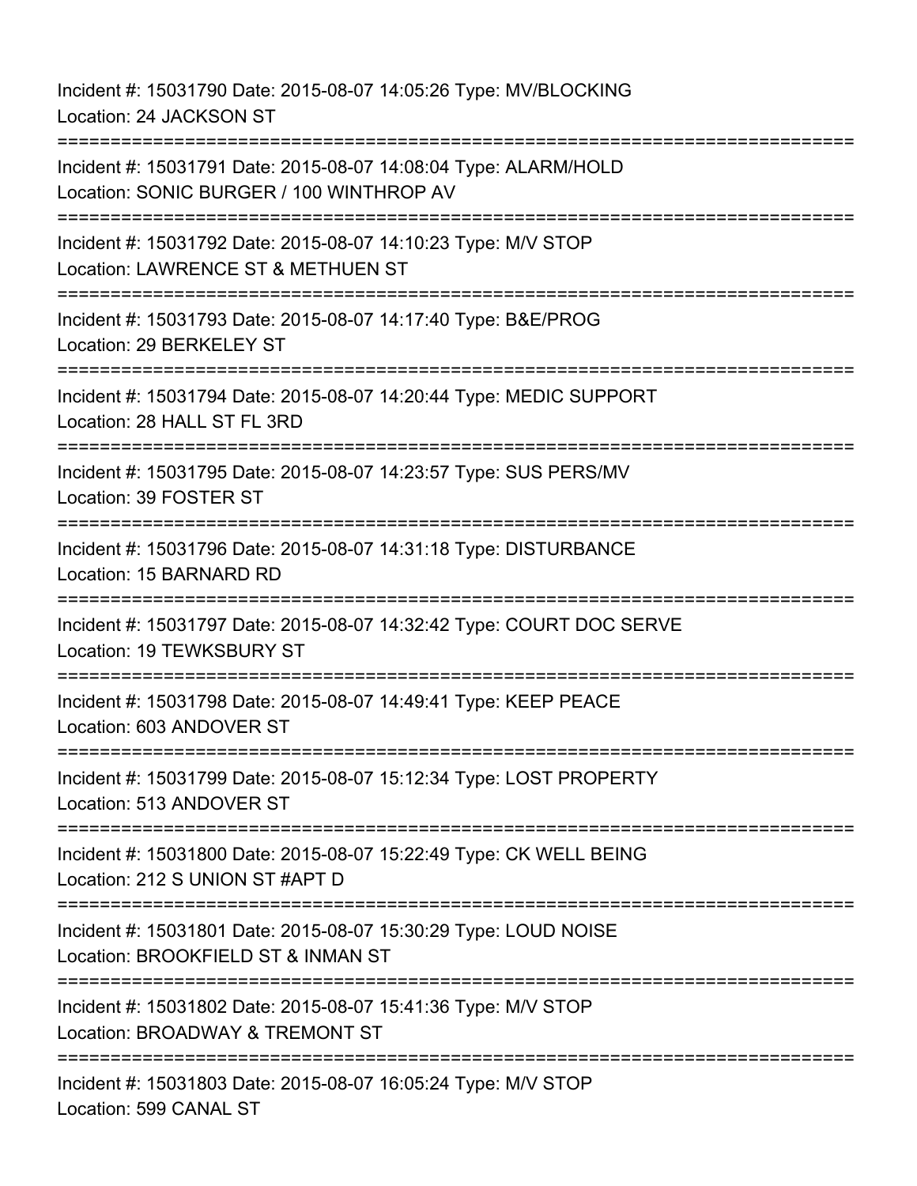Incident #: 15031790 Date: 2015-08-07 14:05:26 Type: MV/BLOCKING
Location: 24 JACKSON ST

===========================================================================

Incident #: 15031791 Date: 2015-08-07 14:08:04 Type: ALARM/HOLD
Location: SONIC BURGER / 100 WINTHROP AV

===========================================================================

Incident #: 15031792 Date: 2015-08-07 14:10:23 Type: M/V STOP
Location: LAWRENCE ST & METHUEN ST

===========================================================================

Incident #: 15031793 Date: 2015-08-07 14:17:40 Type: B&E/PROG
Location: 29 BERKELEY ST

===========================================================================

Incident #: 15031794 Date: 2015-08-07 14:20:44 Type: MEDIC SUPPORT
Location: 28 HALL ST FL 3RD

===========================================================================

Incident #: 15031795 Date: 2015-08-07 14:23:57 Type: SUS PERS/MV
Location: 39 FOSTER ST

===========================================================================

Incident #: 15031796 Date: 2015-08-07 14:31:18 Type: DISTURBANCE
Location: 15 BARNARD RD

===========================================================================

Incident #: 15031797 Date: 2015-08-07 14:32:42 Type: COURT DOC SERVE
Location: 19 TEWKSBURY ST

===========================================================================

Incident #: 15031798 Date: 2015-08-07 14:49:41 Type: KEEP PEACE
Location: 603 ANDOVER ST

===========================================================================

Incident #: 15031799 Date: 2015-08-07 15:12:34 Type: LOST PROPERTY
Location: 513 ANDOVER ST

===========================================================================

Incident #: 15031800 Date: 2015-08-07 15:22:49 Type: CK WELL BEING
Location: 212 S UNION ST #APT D

===========================================================================

Incident #: 15031801 Date: 2015-08-07 15:30:29 Type: LOUD NOISE
Location: BROOKFIELD ST & INMAN ST

===========================================================================

Incident #: 15031802 Date: 2015-08-07 15:41:36 Type: M/V STOP
Location: BROADWAY & TREMONT ST

===========================================================================

Incident #: 15031803 Date: 2015-08-07 16:05:24 Type: M/V STOP
Location: 599 CANAL ST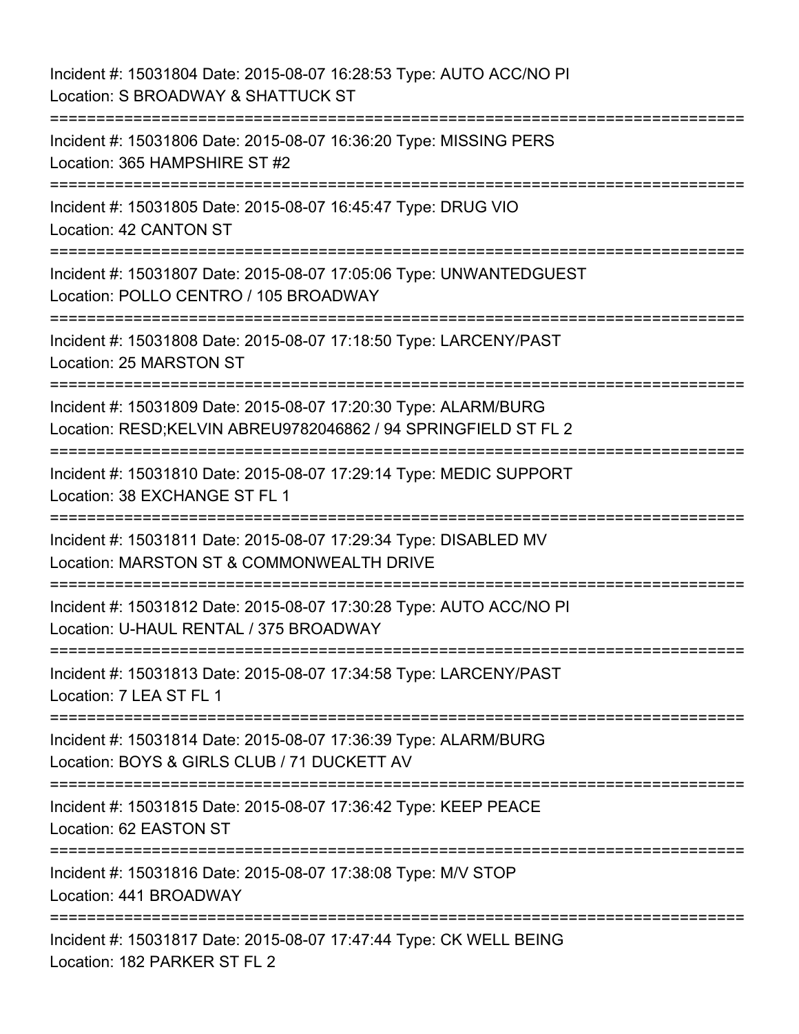Incident #: 15031804 Date: 2015-08-07 16:28:53 Type: AUTO ACC/NO PI
Location: S BROADWAY & SHATTUCK ST

===========================================================================

Incident #: 15031806 Date: 2015-08-07 16:36:20 Type: MISSING PERS
Location: 365 HAMPSHIRE ST #2

===========================================================================

Incident #: 15031805 Date: 2015-08-07 16:45:47 Type: DRUG VIO
Location: 42 CANTON ST

===========================================================================

Incident #: 15031807 Date: 2015-08-07 17:05:06 Type: UNWANTEDGUEST
Location: POLLO CENTRO / 105 BROADWAY

===========================================================================

Incident #: 15031808 Date: 2015-08-07 17:18:50 Type: LARCENY/PAST
Location: 25 MARSTON ST

===========================================================================

Incident #: 15031809 Date: 2015-08-07 17:20:30 Type: ALARM/BURG
Location: RESD;KELVIN ABREU9782046862 / 94 SPRINGFIELD ST FL 2

===========================================================================

Incident #: 15031810 Date: 2015-08-07 17:29:14 Type: MEDIC SUPPORT
Location: 38 EXCHANGE ST FL 1

===========================================================================

Incident #: 15031811 Date: 2015-08-07 17:29:34 Type: DISABLED MV
Location: MARSTON ST & COMMONWEALTH DRIVE

===========================================================================

Incident #: 15031812 Date: 2015-08-07 17:30:28 Type: AUTO ACC/NO PI
Location: U-HAUL RENTAL / 375 BROADWAY

===========================================================================

Incident #: 15031813 Date: 2015-08-07 17:34:58 Type: LARCENY/PAST
Location: 7 LEA ST FL 1

===========================================================================

Incident #: 15031814 Date: 2015-08-07 17:36:39 Type: ALARM/BURG
Location: BOYS & GIRLS CLUB / 71 DUCKETT AV

===========================================================================

Incident #: 15031815 Date: 2015-08-07 17:36:42 Type: KEEP PEACE
Location: 62 EASTON ST

===========================================================================

Incident #: 15031816 Date: 2015-08-07 17:38:08 Type: M/V STOP
Location: 441 BROADWAY

===========================================================================

Incident #: 15031817 Date: 2015-08-07 17:47:44 Type: CK WELL BEING
Location: 182 PARKER ST FL 2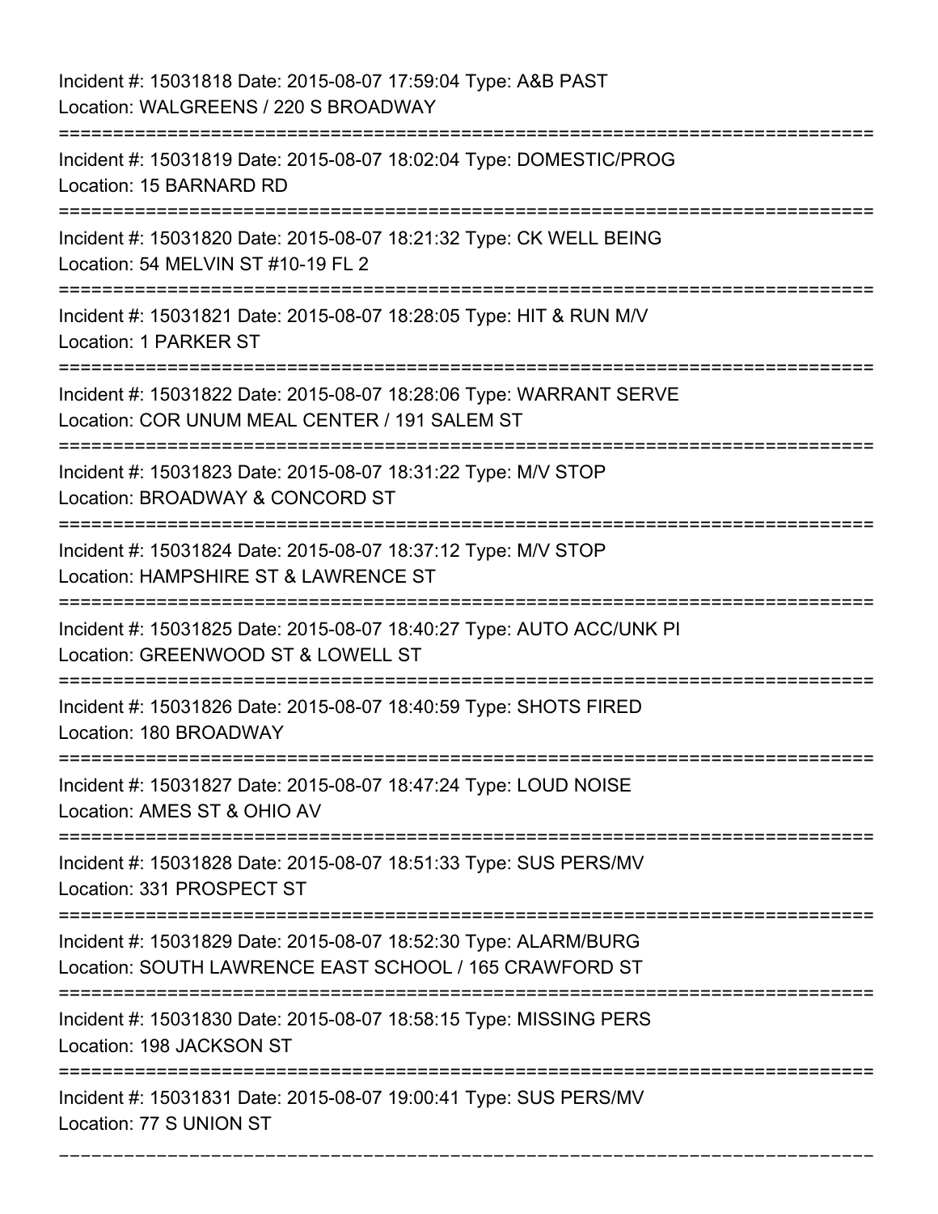Incident #: 15031818 Date: 2015-08-07 17:59:04 Type: A&B PAST
Location: WALGREENS / 220 S BROADWAY

===========================================================================

Incident #: 15031819 Date: 2015-08-07 18:02:04 Type: DOMESTIC/PROG
Location: 15 BARNARD RD

===========================================================================

Incident #: 15031820 Date: 2015-08-07 18:21:32 Type: CK WELL BEING
Location: 54 MELVIN ST #10-19 FL 2

===========================================================================

Incident #: 15031821 Date: 2015-08-07 18:28:05 Type: HIT & RUN M/V
Location: 1 PARKER ST

===========================================================================

Incident #: 15031822 Date: 2015-08-07 18:28:06 Type: WARRANT SERVE
Location: COR UNUM MEAL CENTER / 191 SALEM ST

===========================================================================

Incident #: 15031823 Date: 2015-08-07 18:31:22 Type: M/V STOP
Location: BROADWAY & CONCORD ST

===========================================================================

Incident #: 15031824 Date: 2015-08-07 18:37:12 Type: M/V STOP
Location: HAMPSHIRE ST & LAWRENCE ST

===========================================================================

Incident #: 15031825 Date: 2015-08-07 18:40:27 Type: AUTO ACC/UNK PI
Location: GREENWOOD ST & LOWELL ST

===========================================================================

Incident #: 15031826 Date: 2015-08-07 18:40:59 Type: SHOTS FIRED
Location: 180 BROADWAY

===========================================================================

Incident #: 15031827 Date: 2015-08-07 18:47:24 Type: LOUD NOISE
Location: AMES ST & OHIO AV

===========================================================================

Incident #: 15031828 Date: 2015-08-07 18:51:33 Type: SUS PERS/MV
Location: 331 PROSPECT ST

===========================================================================

Incident #: 15031829 Date: 2015-08-07 18:52:30 Type: ALARM/BURG
Location: SOUTH LAWRENCE EAST SCHOOL / 165 CRAWFORD ST

===========================================================================

Incident #: 15031830 Date: 2015-08-07 18:58:15 Type: MISSING PERS
Location: 198 JACKSON ST

===========================================================================

Incident #: 15031831 Date: 2015-08-07 19:00:41 Type: SUS PERS/MV
Location: 77 S UNION ST

===========================================================================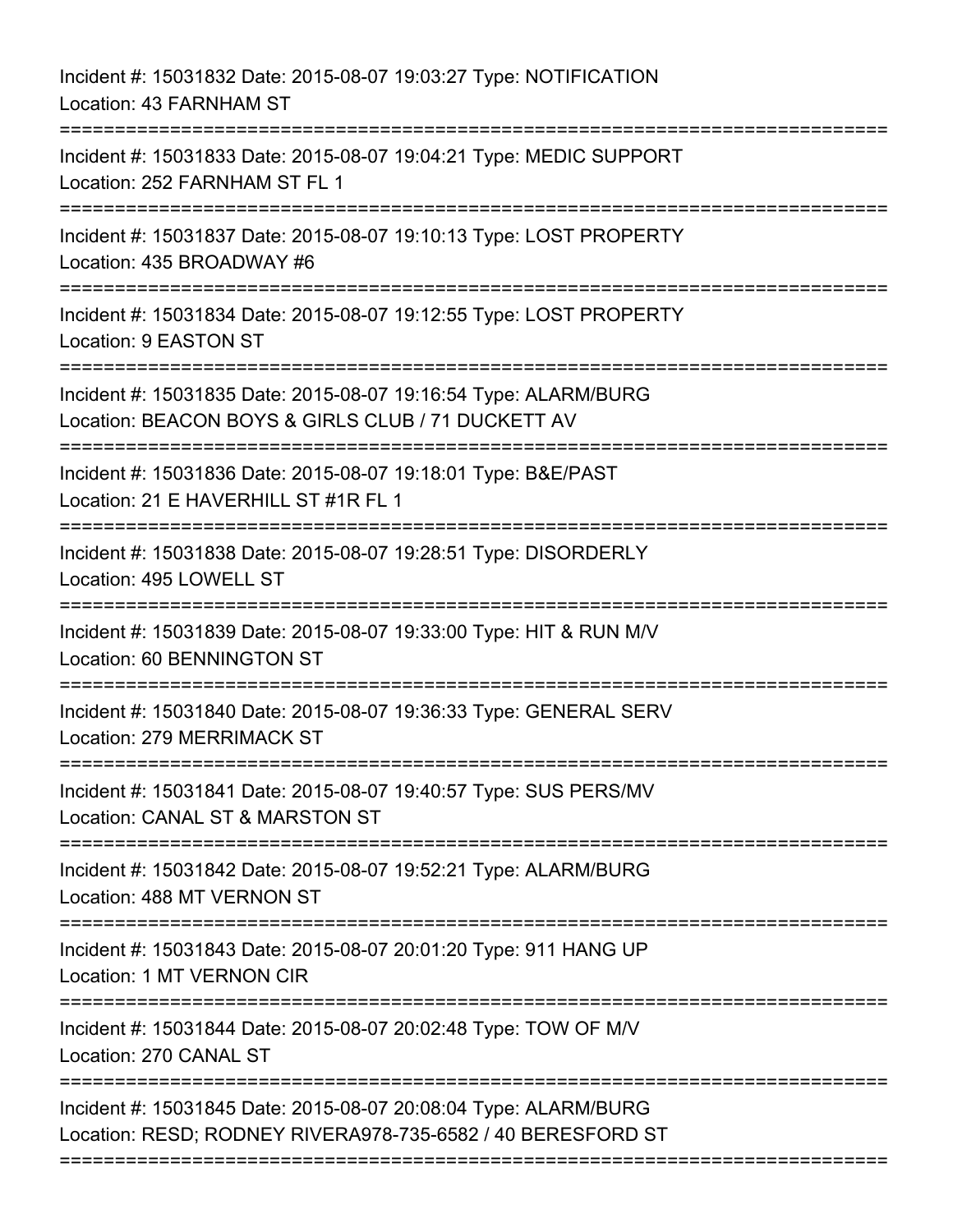Incident #: 15031832 Date: 2015-08-07 19:03:27 Type: NOTIFICATION
Location: 43 FARNHAM ST

===========================================================================

Incident #: 15031833 Date: 2015-08-07 19:04:21 Type: MEDIC SUPPORT
Location: 252 FARNHAM ST FL 1

===========================================================================

Incident #: 15031837 Date: 2015-08-07 19:10:13 Type: LOST PROPERTY
Location: 435 BROADWAY #6

===========================================================================

Incident #: 15031834 Date: 2015-08-07 19:12:55 Type: LOST PROPERTY
Location: 9 EASTON ST

===========================================================================

Incident #: 15031835 Date: 2015-08-07 19:16:54 Type: ALARM/BURG
Location: BEACON BOYS & GIRLS CLUB / 71 DUCKETT AV

===========================================================================

Incident #: 15031836 Date: 2015-08-07 19:18:01 Type: B&E/PAST
Location: 21 E HAVERHILL ST #1R FL 1

===========================================================================

Incident #: 15031838 Date: 2015-08-07 19:28:51 Type: DISORDERLY
Location: 495 LOWELL ST

===========================================================================

Incident #: 15031839 Date: 2015-08-07 19:33:00 Type: HIT & RUN M/V
Location: 60 BENNINGTON ST

===========================================================================

Incident #: 15031840 Date: 2015-08-07 19:36:33 Type: GENERAL SERV
Location: 279 MERRIMACK ST

===========================================================================

Incident #: 15031841 Date: 2015-08-07 19:40:57 Type: SUS PERS/MV
Location: CANAL ST & MARSTON ST

===========================================================================

Incident #: 15031842 Date: 2015-08-07 19:52:21 Type: ALARM/BURG
Location: 488 MT VERNON ST

===========================================================================

Incident #: 15031843 Date: 2015-08-07 20:01:20 Type: 911 HANG UP
Location: 1 MT VERNON CIR

===========================================================================

Incident #: 15031844 Date: 2015-08-07 20:02:48 Type: TOW OF M/V
Location: 270 CANAL ST

===========================================================================

Incident #: 15031845 Date: 2015-08-07 20:08:04 Type: ALARM/BURG
Location: RESD; RODNEY RIVERA978-735-6582 / 40 BERESFORD ST

===========================================================================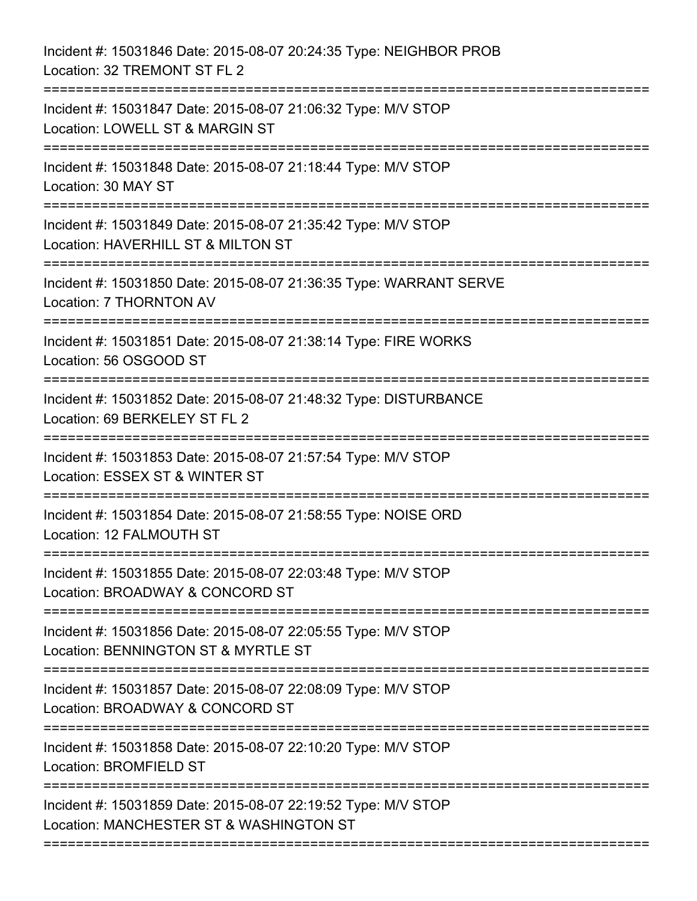Incident #: 15031846 Date: 2015-08-07 20:24:35 Type: NEIGHBOR PROB
Location: 32 TREMONT ST FL 2

===========================================================================

Incident #: 15031847 Date: 2015-08-07 21:06:32 Type: M/V STOP
Location: LOWELL ST & MARGIN ST

===========================================================================

Incident #: 15031848 Date: 2015-08-07 21:18:44 Type: M/V STOP
Location: 30 MAY ST

===========================================================================

Incident #: 15031849 Date: 2015-08-07 21:35:42 Type: M/V STOP
Location: HAVERHILL ST & MILTON ST

===========================================================================

Incident #: 15031850 Date: 2015-08-07 21:36:35 Type: WARRANT SERVE
Location: 7 THORNTON AV

===========================================================================

Incident #: 15031851 Date: 2015-08-07 21:38:14 Type: FIRE WORKS
Location: 56 OSGOOD ST

===========================================================================

Incident #: 15031852 Date: 2015-08-07 21:48:32 Type: DISTURBANCE
Location: 69 BERKELEY ST FL 2

===========================================================================

Incident #: 15031853 Date: 2015-08-07 21:57:54 Type: M/V STOP
Location: ESSEX ST & WINTER ST

===========================================================================

Incident #: 15031854 Date: 2015-08-07 21:58:55 Type: NOISE ORD
Location: 12 FALMOUTH ST

===========================================================================

Incident #: 15031855 Date: 2015-08-07 22:03:48 Type: M/V STOP
Location: BROADWAY & CONCORD ST

===========================================================================

Incident #: 15031856 Date: 2015-08-07 22:05:55 Type: M/V STOP
Location: BENNINGTON ST & MYRTLE ST

===========================================================================

Incident #: 15031857 Date: 2015-08-07 22:08:09 Type: M/V STOP
Location: BROADWAY & CONCORD ST

===========================================================================

Incident #: 15031858 Date: 2015-08-07 22:10:20 Type: M/V STOP
Location: BROMFIELD ST

===========================================================================

Incident #: 15031859 Date: 2015-08-07 22:19:52 Type: M/V STOP
Location: MANCHESTER ST & WASHINGTON ST

===========================================================================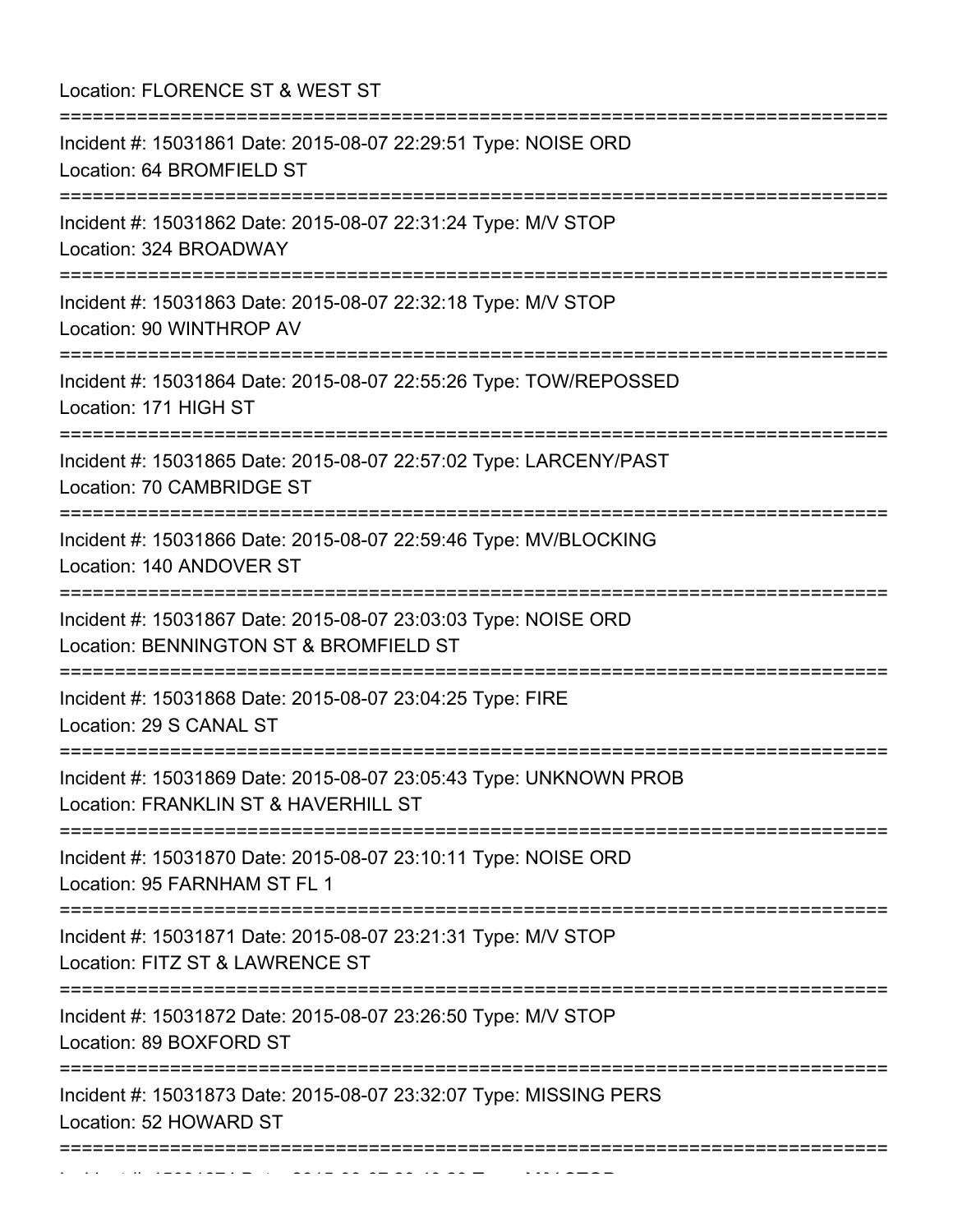Location: FLORENCE ST & WEST ST

===========================================================================

Incident #: 15031861 Date: 2015-08-07 22:29:51 Type: NOISE ORD
Location: 64 BROMFIELD ST

===========================================================================

Incident #: 15031862 Date: 2015-08-07 22:31:24 Type: M/V STOP
Location: 324 BROADWAY

===========================================================================

Incident #: 15031863 Date: 2015-08-07 22:32:18 Type: M/V STOP
Location: 90 WINTHROP AV

===========================================================================

Incident #: 15031864 Date: 2015-08-07 22:55:26 Type: TOW/REPOSSED
Location: 171 HIGH ST

===========================================================================

Incident #: 15031865 Date: 2015-08-07 22:57:02 Type: LARCENY/PAST
Location: 70 CAMBRIDGE ST

===========================================================================

Incident #: 15031866 Date: 2015-08-07 22:59:46 Type: MV/BLOCKING
Location: 140 ANDOVER ST

===========================================================================

Incident #: 15031867 Date: 2015-08-07 23:03:03 Type: NOISE ORD
Location: BENNINGTON ST & BROMFIELD ST

===========================================================================

Incident #: 15031868 Date: 2015-08-07 23:04:25 Type: FIRE
Location: 29 S CANAL ST

===========================================================================

Incident #: 15031869 Date: 2015-08-07 23:05:43 Type: UNKNOWN PROB
Location: FRANKLIN ST & HAVERHILL ST

===========================================================================

Incident #: 15031870 Date: 2015-08-07 23:10:11 Type: NOISE ORD
Location: 95 FARNHAM ST FL 1

===========================================================================

Incident #: 15031871 Date: 2015-08-07 23:21:31 Type: M/V STOP
Location: FITZ ST & LAWRENCE ST

===========================================================================

Incident #: 15031872 Date: 2015-08-07 23:26:50 Type: M/V STOP
Location: 89 BOXFORD ST

===========================================================================

Incident #: 15031873 Date: 2015-08-07 23:32:07 Type: MISSING PERS
Location: 52 HOWARD ST

===========================================================================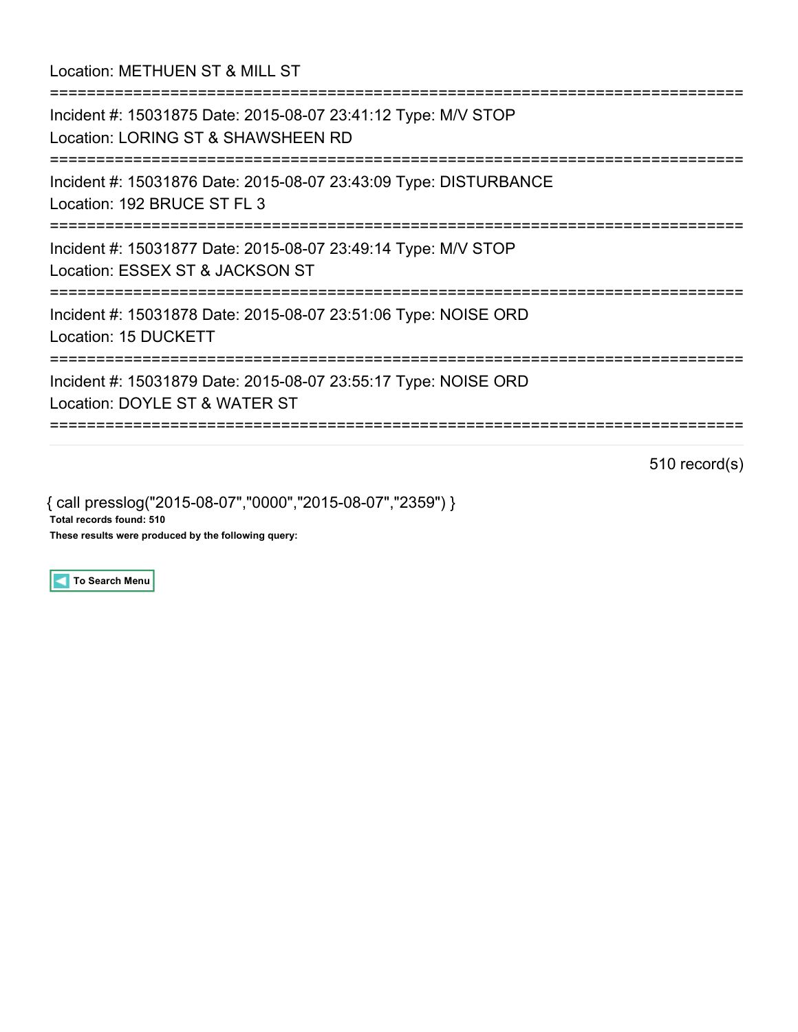Location: METHUEN ST & MILL ST

===========================================================================

Incident #: 15031875 Date: 2015-08-07 23:41:12 Type: M/V STOP

Location: LORING ST & SHAWSHEEN RD

===========================================================================

Incident #: 15031876 Date: 2015-08-07 23:43:09 Type: DISTURBANCE

Location: 192 BRUCE ST FL 3

===========================================================================

Incident #: 15031877 Date: 2015-08-07 23:49:14 Type: M/V STOP

Location: ESSEX ST & JACKSON ST

===========================================================================

Incident #: 15031878 Date: 2015-08-07 23:51:06 Type: NOISE ORD

Location: 15 DUCKETT

===========================================================================

Incident #: 15031879 Date: 2015-08-07 23:55:17 Type: NOISE ORD

Location: DOYLE ST & WATER ST

===========================================================================

510 record(s)

{ call presslog("2015-08-07","0000","2015-08-07","2359") }

**Total records found: 510**

**These results were produced by the following query:**

To Search Menu